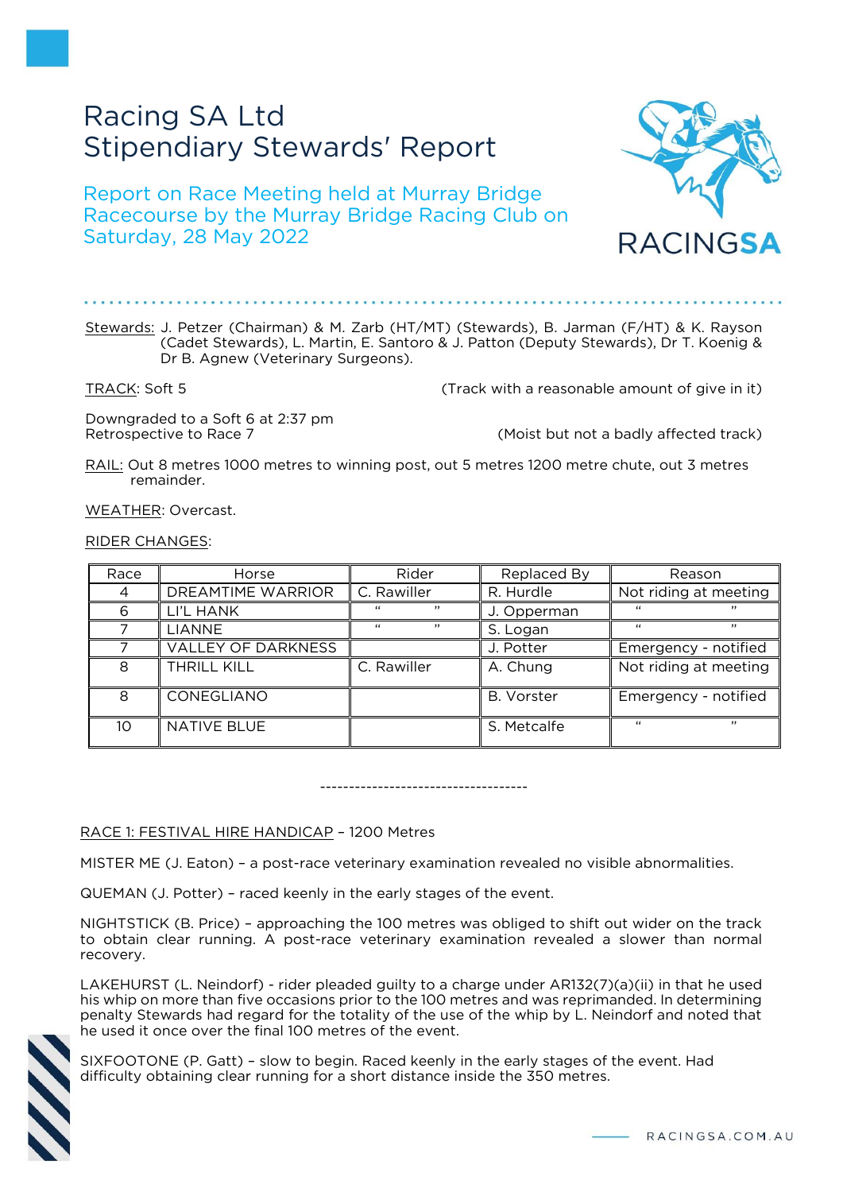# Racing SA Ltd
# Stipendiary Stewards' Report

## Report on Race Meeting held at Murray Bridge Racecourse by the Murray Bridge Racing Club on Saturday, 28 May 2022

Stewards: J. Petzer (Chairman) & M. Zarb (HT/MT) (Stewards), B. Jarman (F/HT) & K. Rayson (Cadet Stewards), L. Martin, E. Santoro & J. Patton (Deputy Stewards), Dr T. Koenig & Dr B. Agnew (Veterinary Surgeons).

TRACK: Soft 5 (Track with a reasonable amount of give in it)

Downgraded to a Soft 6 at 2:37 pm
Retrospective to Race 7 (Moist but not a badly affected track)

RAIL: Out 8 metres 1000 metres to winning post, out 5 metres 1200 metre chute, out 3 metres remainder.

WEATHER: Overcast.

RIDER CHANGES:

| Race | Horse | Rider | Replaced By | Reason |
|---|---|---|---|---|
| 4 | DREAMTIME WARRIOR | C. Rawiller | R. Hurdle | Not riding at meeting |
| 6 | LI'L HANK | " " | J. Opperman | " " |
| 7 | LIANNE | " " | S. Logan | " " |
| 7 | VALLEY OF DARKNESS | | J. Potter | Emergency - notified |
| 8 | THRILL KILL | C. Rawiller | A. Chung | Not riding at meeting |
| 8 | CONEGLIANO | | B. Vorster | Emergency - notified |
| 10 | NATIVE BLUE | | S. Metcalfe | " " |

------------------------------------

RACE 1: FESTIVAL HIRE HANDICAP – 1200 Metres

MISTER ME (J. Eaton) – a post-race veterinary examination revealed no visible abnormalities.

QUEMAN (J. Potter) – raced keenly in the early stages of the event.

NIGHTSTICK (B. Price) – approaching the 100 metres was obliged to shift out wider on the track to obtain clear running. A post-race veterinary examination revealed a slower than normal recovery.

LAKEHURST (L. Neindorf) - rider pleaded guilty to a charge under AR132(7)(a)(ii) in that he used his whip on more than five occasions prior to the 100 metres and was reprimanded. In determining penalty Stewards had regard for the totality of the use of the whip by L. Neindorf and noted that he used it once over the final 100 metres of the event.

SIXFOOTONE (P. Gatt) – slow to begin. Raced keenly in the early stages of the event. Had difficulty obtaining clear running for a short distance inside the 350 metres.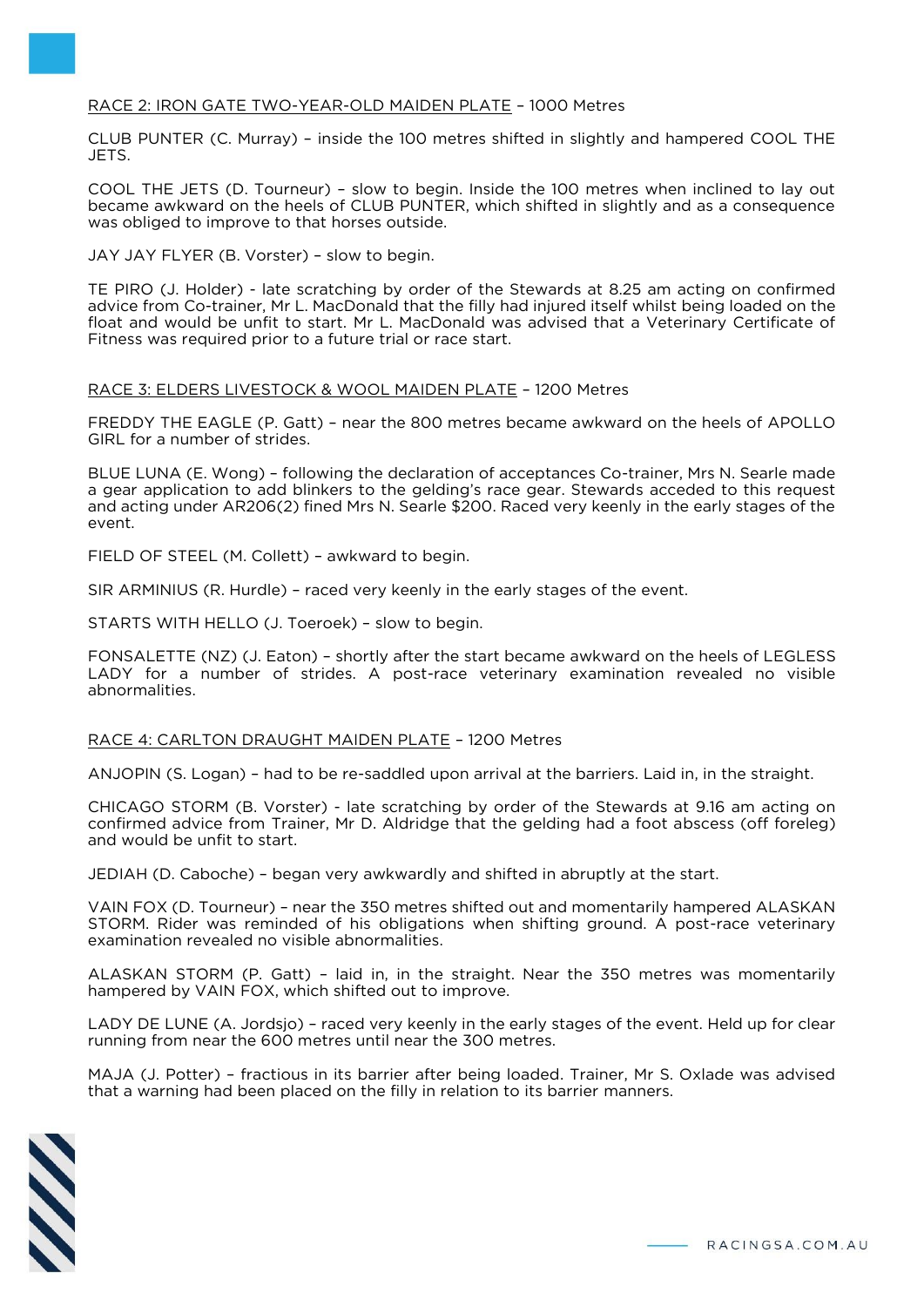## RACE 2: IRON GATE TWO-YEAR-OLD MAIDEN PLATE – 1000 Metres

CLUB PUNTER (C. Murray) – inside the 100 metres shifted in slightly and hampered COOL THE JETS.

COOL THE JETS (D. Tourneur) – slow to begin. Inside the 100 metres when inclined to lay out became awkward on the heels of CLUB PUNTER, which shifted in slightly and as a consequence was obliged to improve to that horses outside.

JAY JAY FLYER (B. Vorster) – slow to begin.

TE PIRO (J. Holder) - late scratching by order of the Stewards at 8.25 am acting on confirmed advice from Co-trainer, Mr L. MacDonald that the filly had injured itself whilst being loaded on the float and would be unfit to start. Mr L. MacDonald was advised that a Veterinary Certificate of Fitness was required prior to a future trial or race start.

## RACE 3: ELDERS LIVESTOCK & WOOL MAIDEN PLATE – 1200 Metres

FREDDY THE EAGLE (P. Gatt) – near the 800 metres became awkward on the heels of APOLLO GIRL for a number of strides.

BLUE LUNA (E. Wong) – following the declaration of acceptances Co-trainer, Mrs N. Searle made a gear application to add blinkers to the gelding's race gear. Stewards acceded to this request and acting under AR206(2) fined Mrs N. Searle $200. Raced very keenly in the early stages of the event.

FIELD OF STEEL (M. Collett) – awkward to begin.

SIR ARMINIUS (R. Hurdle) – raced very keenly in the early stages of the event.

STARTS WITH HELLO (J. Toeroek) – slow to begin.

FONSALETTE (NZ) (J. Eaton) – shortly after the start became awkward on the heels of LEGLESS LADY for a number of strides. A post-race veterinary examination revealed no visible abnormalities.

## RACE 4: CARLTON DRAUGHT MAIDEN PLATE – 1200 Metres

ANJOPIN (S. Logan) – had to be re-saddled upon arrival at the barriers. Laid in, in the straight.

CHICAGO STORM (B. Vorster) - late scratching by order of the Stewards at 9.16 am acting on confirmed advice from Trainer, Mr D. Aldridge that the gelding had a foot abscess (off foreleg) and would be unfit to start.

JEDIAH (D. Caboche) – began very awkwardly and shifted in abruptly at the start.

VAIN FOX (D. Tourneur) – near the 350 metres shifted out and momentarily hampered ALASKAN STORM. Rider was reminded of his obligations when shifting ground. A post-race veterinary examination revealed no visible abnormalities.

ALASKAN STORM (P. Gatt) – laid in, in the straight. Near the 350 metres was momentarily hampered by VAIN FOX, which shifted out to improve.

LADY DE LUNE (A. Jordsjo) – raced very keenly in the early stages of the event. Held up for clear running from near the 600 metres until near the 300 metres.

MAJA (J. Potter) – fractious in its barrier after being loaded. Trainer, Mr S. Oxlade was advised that a warning had been placed on the filly in relation to its barrier manners.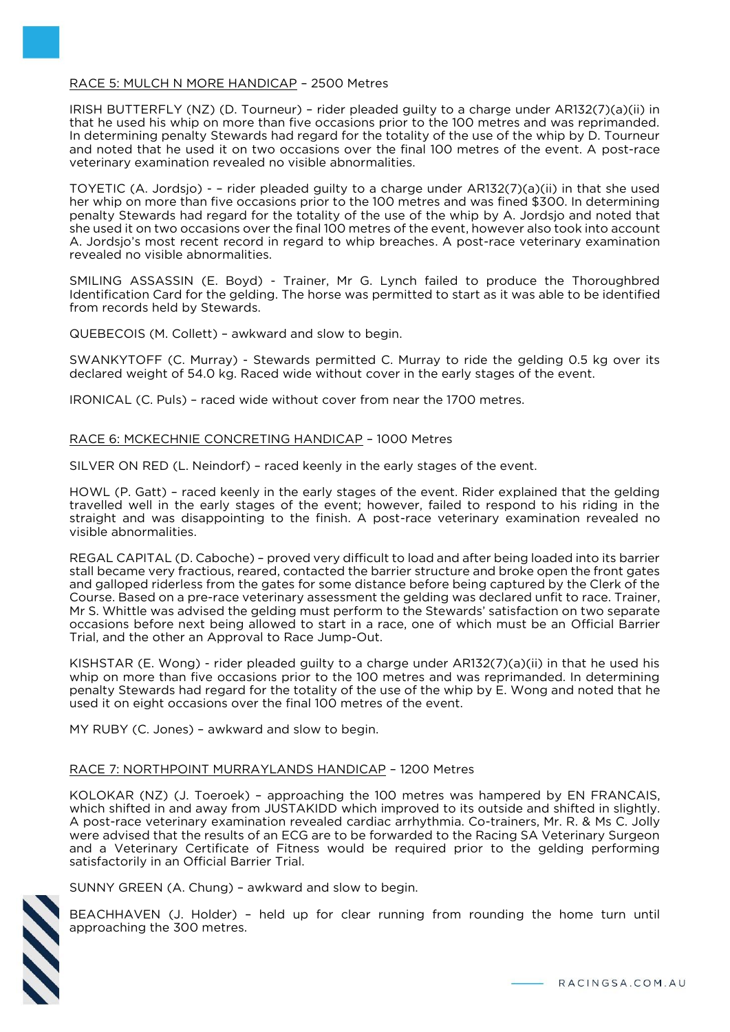RACE 5: MULCH N MORE HANDICAP – 2500 Metres

IRISH BUTTERFLY (NZ) (D. Tourneur) – rider pleaded guilty to a charge under AR132(7)(a)(ii) in that he used his whip on more than five occasions prior to the 100 metres and was reprimanded. In determining penalty Stewards had regard for the totality of the use of the whip by D. Tourneur and noted that he used it on two occasions over the final 100 metres of the event. A post-race veterinary examination revealed no visible abnormalities.

TOYETIC (A. Jordsjo) - – rider pleaded guilty to a charge under AR132(7)(a)(ii) in that she used her whip on more than five occasions prior to the 100 metres and was fined $300. In determining penalty Stewards had regard for the totality of the use of the whip by A. Jordsjo and noted that she used it on two occasions over the final 100 metres of the event, however also took into account A. Jordsjo's most recent record in regard to whip breaches. A post-race veterinary examination revealed no visible abnormalities.

SMILING ASSASSIN (E. Boyd) - Trainer, Mr G. Lynch failed to produce the Thoroughbred Identification Card for the gelding. The horse was permitted to start as it was able to be identified from records held by Stewards.

QUEBECOIS (M. Collett) – awkward and slow to begin.

SWANKYTOFF (C. Murray) - Stewards permitted C. Murray to ride the gelding 0.5 kg over its declared weight of 54.0 kg. Raced wide without cover in the early stages of the event.

IRONICAL (C. Puls) – raced wide without cover from near the 1700 metres.

RACE 6: MCKECHNIE CONCRETING HANDICAP – 1000 Metres

SILVER ON RED (L. Neindorf) – raced keenly in the early stages of the event.

HOWL (P. Gatt) – raced keenly in the early stages of the event. Rider explained that the gelding travelled well in the early stages of the event; however, failed to respond to his riding in the straight and was disappointing to the finish. A post-race veterinary examination revealed no visible abnormalities.

REGAL CAPITAL (D. Caboche) – proved very difficult to load and after being loaded into its barrier stall became very fractious, reared, contacted the barrier structure and broke open the front gates and galloped riderless from the gates for some distance before being captured by the Clerk of the Course. Based on a pre-race veterinary assessment the gelding was declared unfit to race. Trainer, Mr S. Whittle was advised the gelding must perform to the Stewards' satisfaction on two separate occasions before next being allowed to start in a race, one of which must be an Official Barrier Trial, and the other an Approval to Race Jump-Out.

KISHSTAR (E. Wong) - rider pleaded guilty to a charge under AR132(7)(a)(ii) in that he used his whip on more than five occasions prior to the 100 metres and was reprimanded. In determining penalty Stewards had regard for the totality of the use of the whip by E. Wong and noted that he used it on eight occasions over the final 100 metres of the event.

MY RUBY (C. Jones) – awkward and slow to begin.

RACE 7: NORTHPOINT MURRAYLANDS HANDICAP – 1200 Metres

KOLOKAR (NZ) (J. Toeroek) – approaching the 100 metres was hampered by EN FRANCAIS, which shifted in and away from JUSTAKIDD which improved to its outside and shifted in slightly. A post-race veterinary examination revealed cardiac arrhythmia. Co-trainers, Mr. R. & Ms C. Jolly were advised that the results of an ECG are to be forwarded to the Racing SA Veterinary Surgeon and a Veterinary Certificate of Fitness would be required prior to the gelding performing satisfactorily in an Official Barrier Trial.

SUNNY GREEN (A. Chung) – awkward and slow to begin.

BEACHHAVEN (J. Holder) – held up for clear running from rounding the home turn until approaching the 300 metres.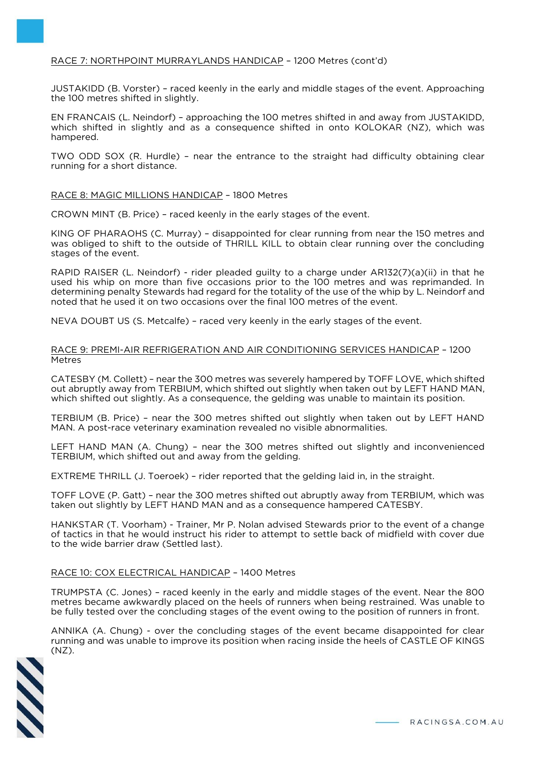RACE 7: NORTHPOINT MURRAYLANDS HANDICAP – 1200 Metres (cont'd)

JUSTAKIDD (B. Vorster) – raced keenly in the early and middle stages of the event. Approaching the 100 metres shifted in slightly.

EN FRANCAIS (L. Neindorf) – approaching the 100 metres shifted in and away from JUSTAKIDD, which shifted in slightly and as a consequence shifted in onto KOLOKAR (NZ), which was hampered.

TWO ODD SOX (R. Hurdle) – near the entrance to the straight had difficulty obtaining clear running for a short distance.

RACE 8: MAGIC MILLIONS HANDICAP – 1800 Metres

CROWN MINT (B. Price) – raced keenly in the early stages of the event.

KING OF PHARAOHS (C. Murray) – disappointed for clear running from near the 150 metres and was obliged to shift to the outside of THRILL KILL to obtain clear running over the concluding stages of the event.

RAPID RAISER (L. Neindorf) - rider pleaded guilty to a charge under AR132(7)(a)(ii) in that he used his whip on more than five occasions prior to the 100 metres and was reprimanded. In determining penalty Stewards had regard for the totality of the use of the whip by L. Neindorf and noted that he used it on two occasions over the final 100 metres of the event.

NEVA DOUBT US (S. Metcalfe) – raced very keenly in the early stages of the event.

RACE 9: PREMI-AIR REFRIGERATION AND AIR CONDITIONING SERVICES HANDICAP – 1200 Metres

CATESBY (M. Collett) – near the 300 metres was severely hampered by TOFF LOVE, which shifted out abruptly away from TERBIUM, which shifted out slightly when taken out by LEFT HAND MAN, which shifted out slightly. As a consequence, the gelding was unable to maintain its position.

TERBIUM (B. Price) – near the 300 metres shifted out slightly when taken out by LEFT HAND MAN. A post-race veterinary examination revealed no visible abnormalities.

LEFT HAND MAN (A. Chung) – near the 300 metres shifted out slightly and inconvenienced TERBIUM, which shifted out and away from the gelding.

EXTREME THRILL (J. Toeroek) – rider reported that the gelding laid in, in the straight.

TOFF LOVE (P. Gatt) – near the 300 metres shifted out abruptly away from TERBIUM, which was taken out slightly by LEFT HAND MAN and as a consequence hampered CATESBY.

HANKSTAR (T. Voorham) - Trainer, Mr P. Nolan advised Stewards prior to the event of a change of tactics in that he would instruct his rider to attempt to settle back of midfield with cover due to the wide barrier draw (Settled last).

RACE 10: COX ELECTRICAL HANDICAP – 1400 Metres

TRUMPSTA (C. Jones) – raced keenly in the early and middle stages of the event. Near the 800 metres became awkwardly placed on the heels of runners when being restrained. Was unable to be fully tested over the concluding stages of the event owing to the position of runners in front.

ANNIKA (A. Chung) - over the concluding stages of the event became disappointed for clear running and was unable to improve its position when racing inside the heels of CASTLE OF KINGS (NZ).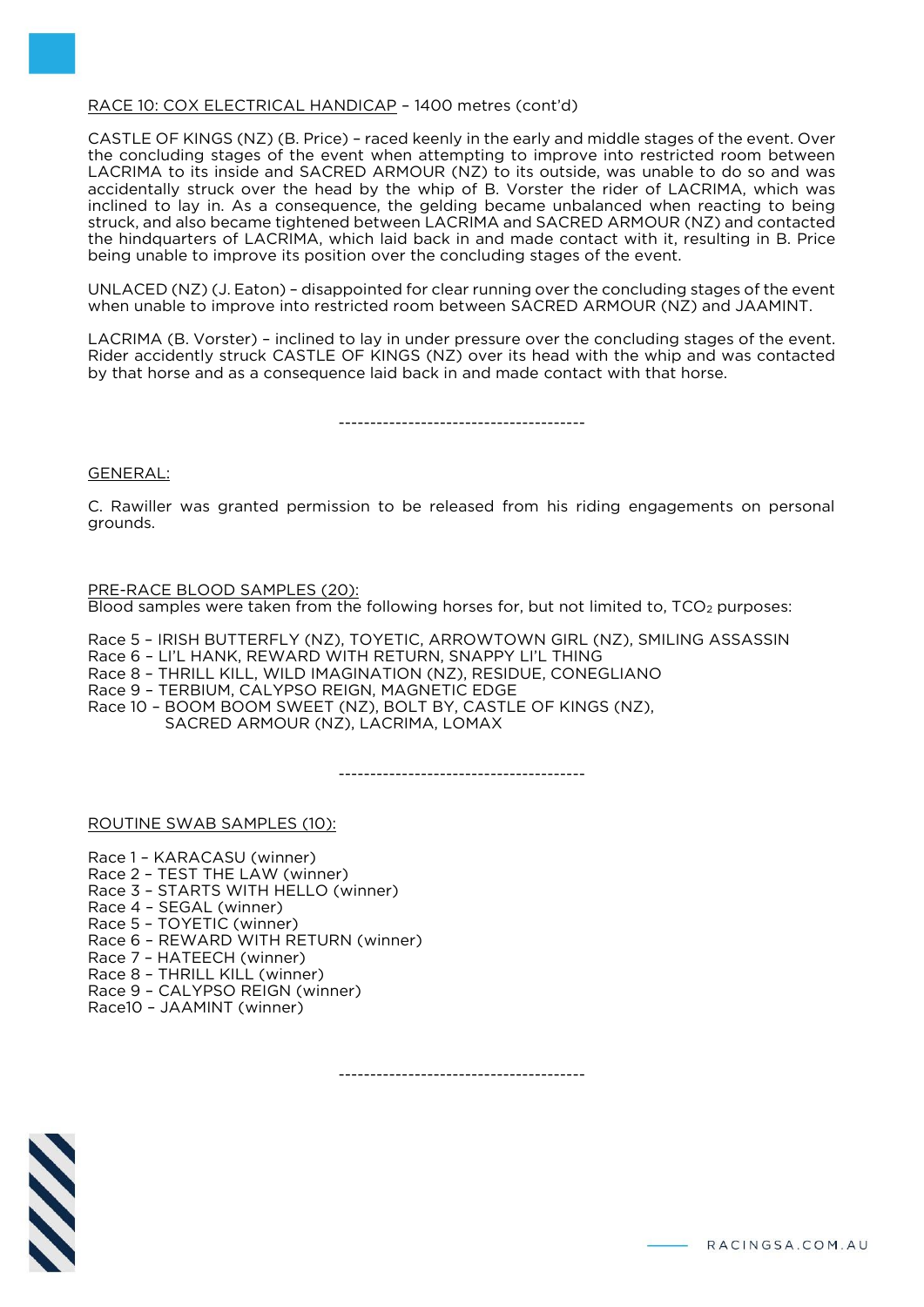RACE 10: COX ELECTRICAL HANDICAP – 1400 metres (cont'd)

CASTLE OF KINGS (NZ) (B. Price) – raced keenly in the early and middle stages of the event. Over the concluding stages of the event when attempting to improve into restricted room between LACRIMA to its inside and SACRED ARMOUR (NZ) to its outside, was unable to do so and was accidentally struck over the head by the whip of B. Vorster the rider of LACRIMA, which was inclined to lay in. As a consequence, the gelding became unbalanced when reacting to being struck, and also became tightened between LACRIMA and SACRED ARMOUR (NZ) and contacted the hindquarters of LACRIMA, which laid back in and made contact with it, resulting in B. Price being unable to improve its position over the concluding stages of the event.

UNLACED (NZ) (J. Eaton) – disappointed for clear running over the concluding stages of the event when unable to improve into restricted room between SACRED ARMOUR (NZ) and JAAMINT.

LACRIMA (B. Vorster) – inclined to lay in under pressure over the concluding stages of the event. Rider accidently struck CASTLE OF KINGS (NZ) over its head with the whip and was contacted by that horse and as a consequence laid back in and made contact with that horse.

---

GENERAL:

C. Rawiller was granted permission to be released from his riding engagements on personal grounds.

PRE-RACE BLOOD SAMPLES (20):

Blood samples were taken from the following horses for, but not limited to, $TCO_2$ purposes:

Race 5 – IRISH BUTTERFLY (NZ), TOYETIC, ARROWTOWN GIRL (NZ), SMILING ASSASSIN
Race 6 – LI'L HANK, REWARD WITH RETURN, SNAPPY LI'L THING
Race 8 – THRILL KILL, WILD IMAGINATION (NZ), RESIDUE, CONEGLIANO
Race 9 – TERBIUM, CALYPSO REIGN, MAGNETIC EDGE
Race 10 – BOOM BOOM SWEET (NZ), BOLT BY, CASTLE OF KINGS (NZ), SACRED ARMOUR (NZ), LACRIMA, LOMAX

---

ROUTINE SWAB SAMPLES (10):

Race 1 – KARACASU (winner)
Race 2 – TEST THE LAW (winner)
Race 3 – STARTS WITH HELLO (winner)
Race 4 – SEGAL (winner)
Race 5 – TOYETIC (winner)
Race 6 – REWARD WITH RETURN (winner)
Race 7 – HATEECH (winner)
Race 8 – THRILL KILL (winner)
Race 9 – CALYPSO REIGN (winner)
Race10 – JAAMINT (winner)

---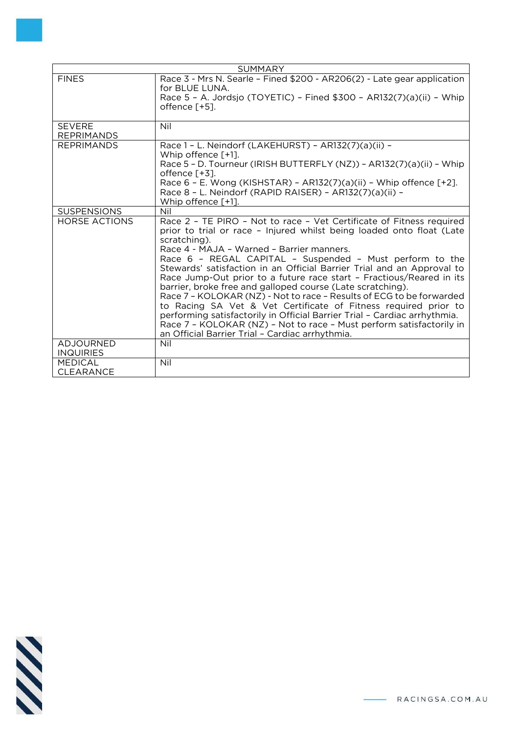| SUMMARY | |
|---|---|
| FINES | Race 3 - Mrs N. Searle – Fined $200 - AR206(2) - Late gear application for BLUE LUNA.<br>Race 5 – A. Jordsjo (TOYETIC) – Fined $300 – AR132(7)(a)(ii) – Whip offence [+5]. |
| SEVERE REPRIMANDS | Nil |
| REPRIMANDS | Race 1 – L. Neindorf (LAKEHURST) – AR132(7)(a)(ii) – Whip offence [+1].<br>Race 5 – D. Tourneur (IRISH BUTTERFLY (NZ)) – AR132(7)(a)(ii) – Whip offence [+3].<br>Race 6 – E. Wong (KISHSTAR) – AR132(7)(a)(ii) – Whip offence [+2].<br>Race 8 – L. Neindorf (RAPID RAISER) – AR132(7)(a)(ii) – Whip offence [+1]. |
| SUSPENSIONS | Nil |
| HORSE ACTIONS | Race 2 – TE PIRO – Not to race – Vet Certificate of Fitness required prior to trial or race – Injured whilst being loaded onto float (Late scratching).<br>Race 4 - MAJA – Warned – Barrier manners.<br>Race 6 – REGAL CAPITAL – Suspended – Must perform to the Stewards' satisfaction in an Official Barrier Trial and an Approval to Race Jump-Out prior to a future race start – Fractious/Reared in its barrier, broke free and galloped course (Late scratching).<br>Race 7 – KOLOKAR (NZ) - Not to race – Results of ECG to be forwarded to Racing SA Vet & Vet Certificate of Fitness required prior to performing satisfactorily in Official Barrier Trial – Cardiac arrhythmia.<br>Race 7 – KOLOKAR (NZ) – Not to race – Must perform satisfactorily in an Official Barrier Trial – Cardiac arrhythmia. |
| ADJOURNED INQUIRIES | Nil |
| MEDICAL CLEARANCE | Nil |